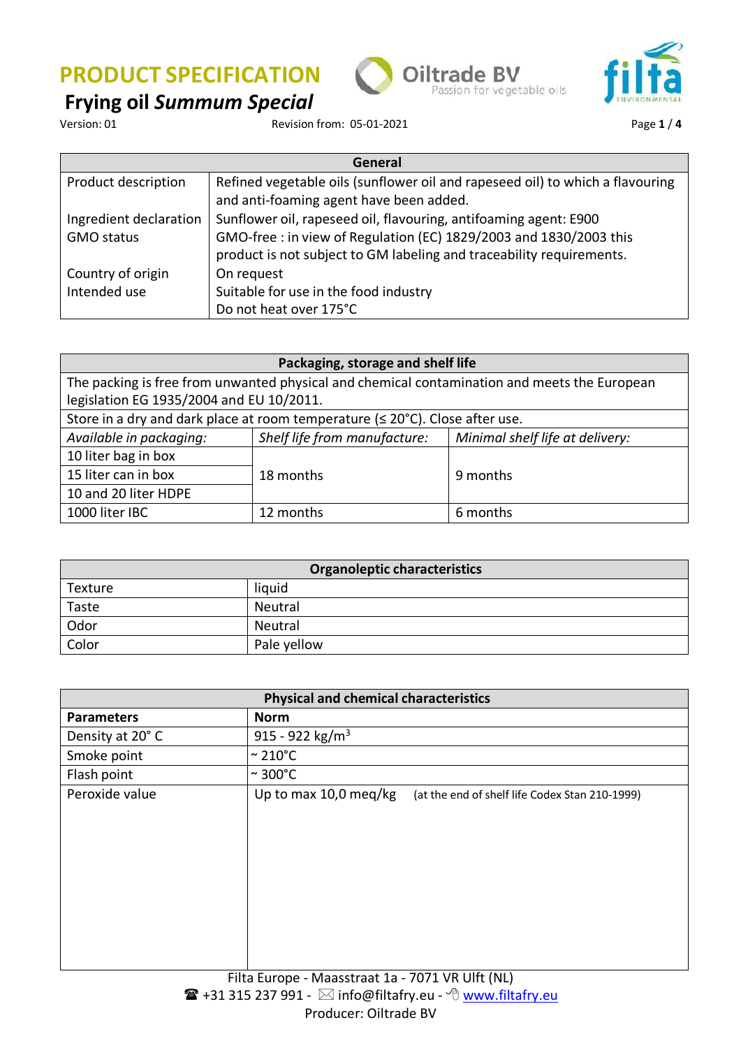# PRODUCT SPECIFICATION

## Frying oil *Summum Special*

Version: 01 Revision from: 05-01-2021

| General | |
|---|---|
| Product description | Refined vegetable oils (sunflower oil and rapeseed oil) to which a flavouring and anti-foaming agent have been added. |
| Ingredient declaration | Sunflower oil, rapeseed oil, flavouring, antifoaming agent: E900 |
| GMO status | GMO-free : in view of Regulation (EC) 1829/2003 and 1830/2003 this product is not subject to GM labeling and traceability requirements. |
| Country of origin | On request |
| Intended use | Suitable for use in the food industry<br>Do not heat over 175°C |

| Packaging, storage and shelf life | | |
|---|---|---|
| The packing is free from unwanted physical and chemical contamination and meets the European legislation EG 1935/2004 and EU 10/2011. | | |
| Store in a dry and dark place at room temperature (≤ 20°C). Close after use. | | |
| *Available in packaging:* | *Shelf life from manufacture:* | *Minimal shelf life at delivery:* |
| 10 liter bag in box | 18 months | 9 months |
| 15 liter can in box | | |
| 10 and 20 liter HDPE | | |
| 1000 liter IBC | 12 months | 6 months |

| Organoleptic characteristics | |
|---|---|
| Texture | liquid |
| Taste | Neutral |
| Odor | Neutral |
| Color | Pale yellow |

| Physical and chemical characteristics | |
|---|---|
| **Parameters** | **Norm** |
| Density at 20° C | 915 - 922 kg/m$^3$ |
| Smoke point | ~ 210°C |
| Flash point | ~ 300°C |
| Peroxide value | Up to max 10,0 meq/kg (at the end of shelf life Codex Stan 210-1999) |

Filta Europe - Maasstraat 1a - 7071 VR Ulft (NL)
☎ +31 315 237 991 - info@filtafry.eu - www.filtafry.eu
Producer: Oiltrade BV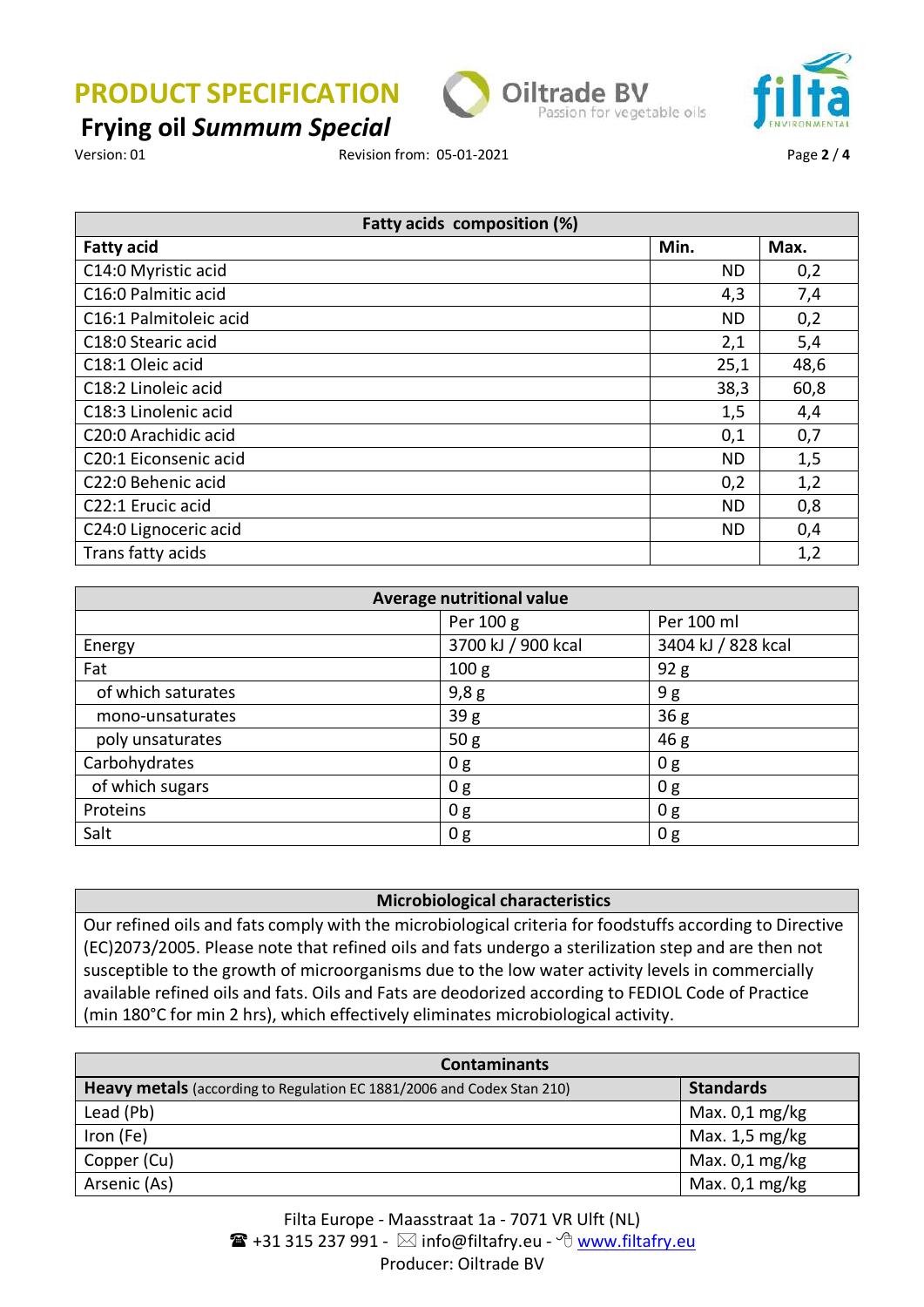# PRODUCT SPECIFICATION

## Frying oil *Summum Special*

Version: 01 Revision from: 05-01-2021

| Fatty acids composition (%) | | |
|---|---|---|
| **Fatty acid** | **Min.** | **Max.** |
| C14:0 Myristic acid | ND | 0,2 |
| C16:0 Palmitic acid | 4,3 | 7,4 |
| C16:1 Palmitoleic acid | ND | 0,2 |
| C18:0 Stearic acid | 2,1 | 5,4 |
| C18:1 Oleic acid | 25,1 | 48,6 |
| C18:2 Linoleic acid | 38,3 | 60,8 |
| C18:3 Linolenic acid | 1,5 | 4,4 |
| C20:0 Arachidic acid | 0,1 | 0,7 |
| C20:1 Eiconsenic acid | ND | 1,5 |
| C22:0 Behenic acid | 0,2 | 1,2 |
| C22:1 Erucic acid | ND | 0,8 |
| C24:0 Lignoceric acid | ND | 0,4 |
| Trans fatty acids | | 1,2 |

| Average nutritional value | | |
|---|---|---|
| | Per 100 g | Per 100 ml |
| Energy | 3700 kJ / 900 kcal | 3404 kJ / 828 kcal |
| Fat | 100 g | 92 g |
| of which saturates | 9,8 g | 9 g |
| mono-unsaturates | 39 g | 36 g |
| poly unsaturates | 50 g | 46 g |
| Carbohydrates | 0 g | 0 g |
| of which sugars | 0 g | 0 g |
| Proteins | 0 g | 0 g |
| Salt | 0 g | 0 g |

| Microbiological characteristics |
|---|
| Our refined oils and fats comply with the microbiological criteria for foodstuffs according to Directive (EC)2073/2005. Please note that refined oils and fats undergo a sterilization step and are then not susceptible to the growth of microorganisms due to the low water activity levels in commercially available refined oils and fats. Oils and Fats are deodorized according to FEDIOL Code of Practice (min 180°C for min 2 hrs), which effectively eliminates microbiological activity. |

| Contaminants | |
|---|---|
| **Heavy metals** (according to Regulation EC 1881/2006 and Codex Stan 210) | **Standards** |
| Lead (Pb) | Max. 0,1 mg/kg |
| Iron (Fe) | Max. 1,5 mg/kg |
| Copper (Cu) | Max. 0,1 mg/kg |
| Arsenic (As) | Max. 0,1 mg/kg |

Filta Europe - Maasstraat 1a - 7071 VR Ulft (NL)
☎ +31 315 237 991 - ✉ info@filtafry.eu - www.filtafry.eu
Producer: Oiltrade BV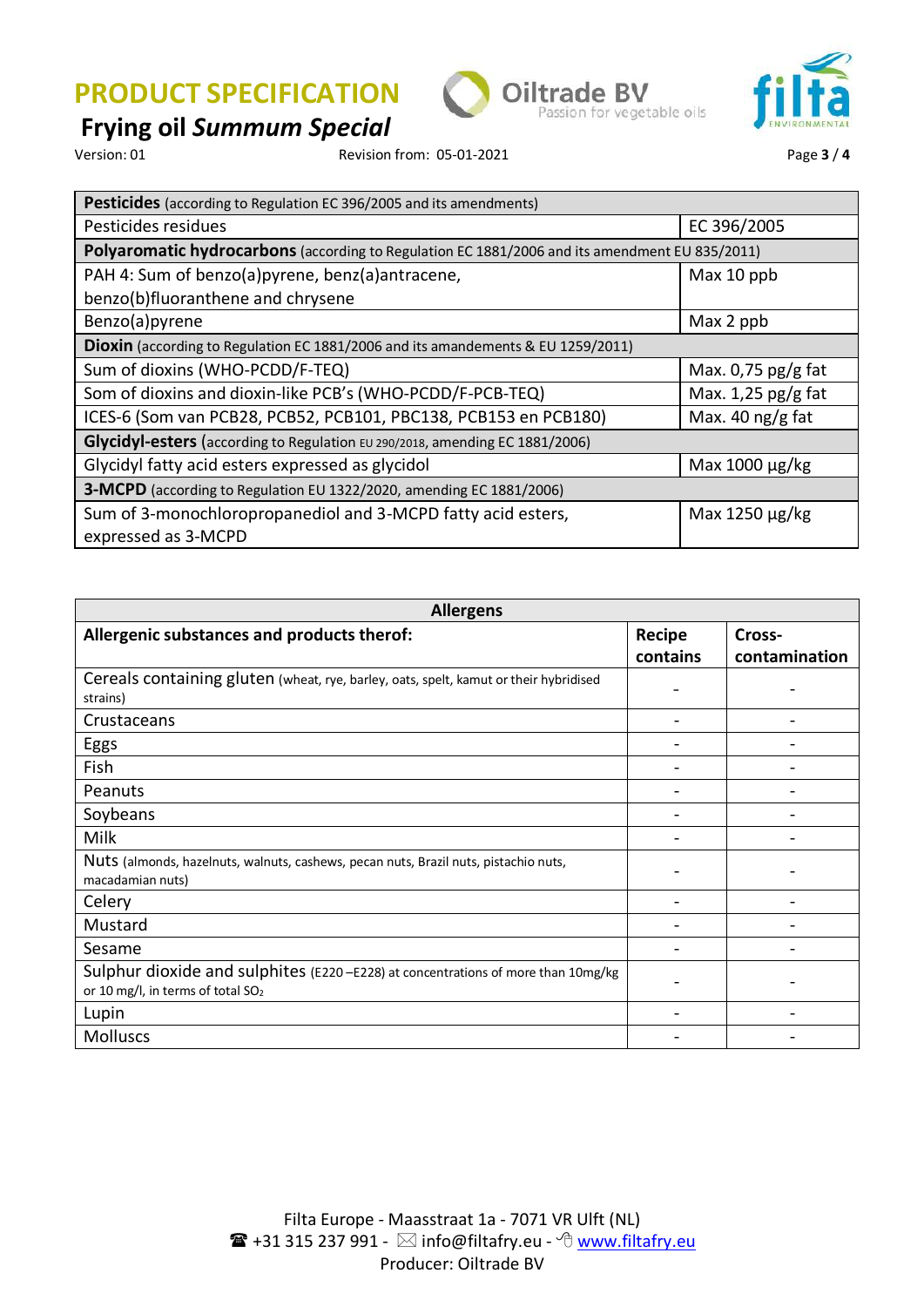| **Pesticides** (according to Regulation EC 396/2005 and its amendments) | |
|---|---|
| Pesticides residues | EC 396/2005 |
| **Polyaromatic hydrocarbons** (according to Regulation EC 1881/2006 and its amendment EU 835/2011) | |
| PAH 4: Sum of benzo(a)pyrene, benz(a)antracene, benzo(b)fluoranthene and chrysene | Max 10 ppb |
| Benzo(a)pyrene | Max 2 ppb |
| **Dioxin** (according to Regulation EC 1881/2006 and its amandements & EU 1259/2011) | |
| Sum of dioxins (WHO-PCDD/F-TEQ) | Max. 0,75 pg/g fat |
| Som of dioxins and dioxin-like PCB's (WHO-PCDD/F-PCB-TEQ) | Max. 1,25 pg/g fat |
| ICES-6 (Som van PCB28, PCB52, PCB101, PBC138, PCB153 en PCB180) | Max. 40 ng/g fat |
| **Glycidyl-esters** (according to Regulation EU 290/2018, amending EC 1881/2006) | |
| Glycidyl fatty acid esters expressed as glycidol | Max 1000 µg/kg |
| **3-MCPD** (according to Regulation EU 1322/2020, amending EC 1881/2006) | |
| Sum of 3-monochloropropanediol and 3-MCPD fatty acid esters, expressed as 3-MCPD | Max 1250 µg/kg |

| **Allergens** | | |
|---|---|---|
| **Allergenic substances and products therof:** | **Recipe contains** | **Cross-contamination** |
| Cereals containing gluten (wheat, rye, barley, oats, spelt, kamut or their hybridised strains) | - | - |
| Crustaceans | - | - |
| Eggs | - | - |
| Fish | - | - |
| Peanuts | - | - |
| Soybeans | - | - |
| Milk | - | - |
| Nuts (almonds, hazelnuts, walnuts, cashews, pecan nuts, Brazil nuts, pistachio nuts, macadamian nuts) | - | - |
| Celery | - | - |
| Mustard | - | - |
| Sesame | - | - |
| Sulphur dioxide and sulphites (E220 –E228) at concentrations of more than 10mg/kg or 10 mg/l, in terms of total $SO_2$ | - | - |
| Lupin | - | - |
| Molluscs | - | - |

Filta Europe - Maasstraat 1a - 7071 VR Ulft (NL)
☎ +31 315 237 991 - ✉ info@filtafry.eu - www.filtafry.eu
Producer: Oiltrade BV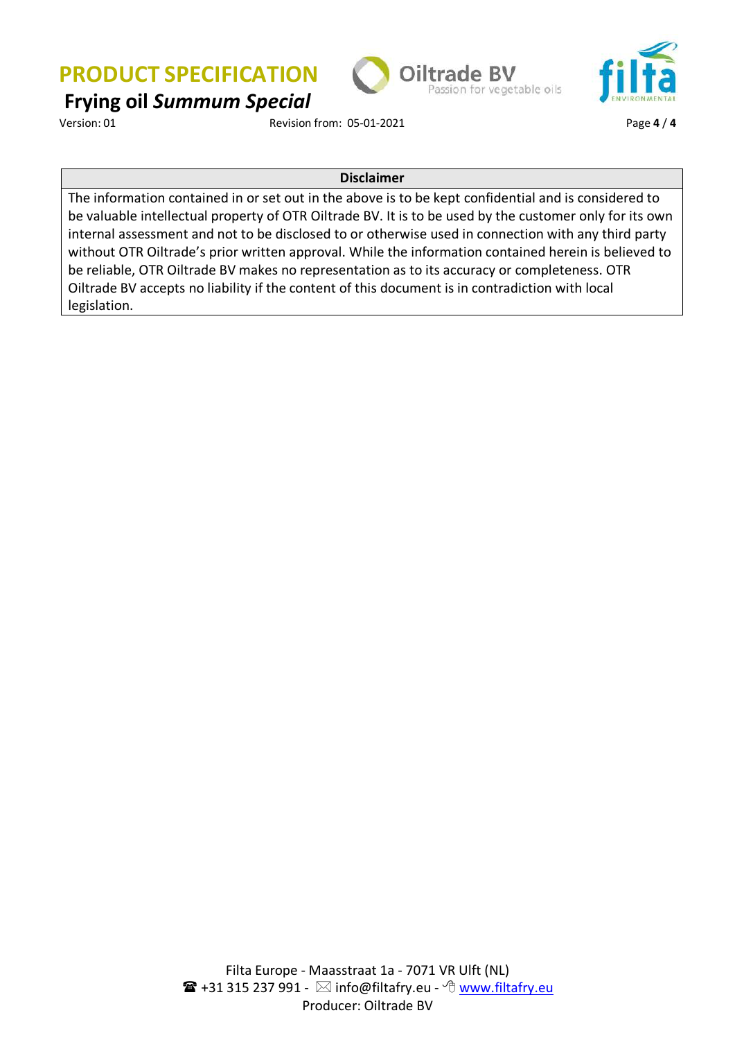| Disclaimer |
| --- |
| The information contained in or set out in the above is to be kept confidential and is considered to be valuable intellectual property of OTR Oiltrade BV. It is to be used by the customer only for its own internal assessment and not to be disclosed to or otherwise used in connection with any third party without OTR Oiltrade's prior written approval. While the information contained herein is believed to be reliable, OTR Oiltrade BV makes no representation as to its accuracy or completeness. OTR Oiltrade BV accepts no liability if the content of this document is in contradiction with local legislation. |